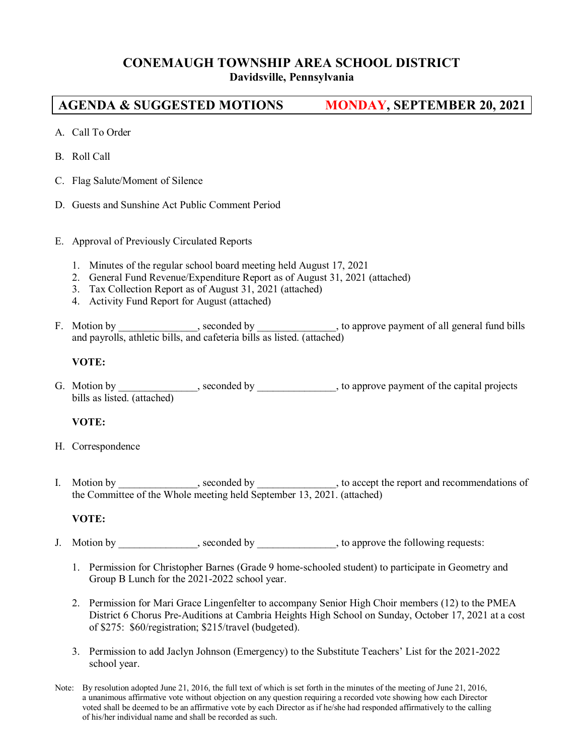# CONEMAUGH TOWNSHIP AREA SCHOOL DISTRICT

**Davidsville, Pennsylvania**

## AGENDA & SUGGESTED MOTIONS — MONDAY, SEPTEMBER 20, 2021

A. Call To Order

B. Roll Call

C. Flag Salute/Moment of Silence

D. Guests and Sunshine Act Public Comment Period

E. Approval of Previously Circulated Reports

1. Minutes of the regular school board meeting held August 17, 2021
2. General Fund Revenue/Expenditure Report as of August 31, 2021 (attached)
3. Tax Collection Report as of August 31, 2021 (attached)
4. Activity Fund Report for August (attached)

F. Motion by _______________, seconded by _______________, to approve payment of all general fund bills and payrolls, athletic bills, and cafeteria bills as listed. (attached)

**VOTE:**

G. Motion by _______________, seconded by _______________, to approve payment of the capital projects bills as listed. (attached)

**VOTE:**

H. Correspondence

I. Motion by _______________, seconded by _______________, to accept the report and recommendations of the Committee of the Whole meeting held September 13, 2021. (attached)

**VOTE:**

J. Motion by _______________, seconded by _______________, to approve the following requests:

1. Permission for Christopher Barnes (Grade 9 home-schooled student) to participate in Geometry and Group B Lunch for the 2021-2022 school year.

2. Permission for Mari Grace Lingenfelter to accompany Senior High Choir members (12) to the PMEA District 6 Chorus Pre-Auditions at Cambria Heights High School on Sunday, October 17, 2021 at a cost of $275: $60/registration; $215/travel (budgeted).

3. Permission to add Jaclyn Johnson (Emergency) to the Substitute Teachers' List for the 2021-2022 school year.

Note: By resolution adopted June 21, 2016, the full text of which is set forth in the minutes of the meeting of June 21, 2016, a unanimous affirmative vote without objection on any question requiring a recorded vote showing how each Director voted shall be deemed to be an affirmative vote by each Director as if he/she had responded affirmatively to the calling of his/her individual name and shall be recorded as such.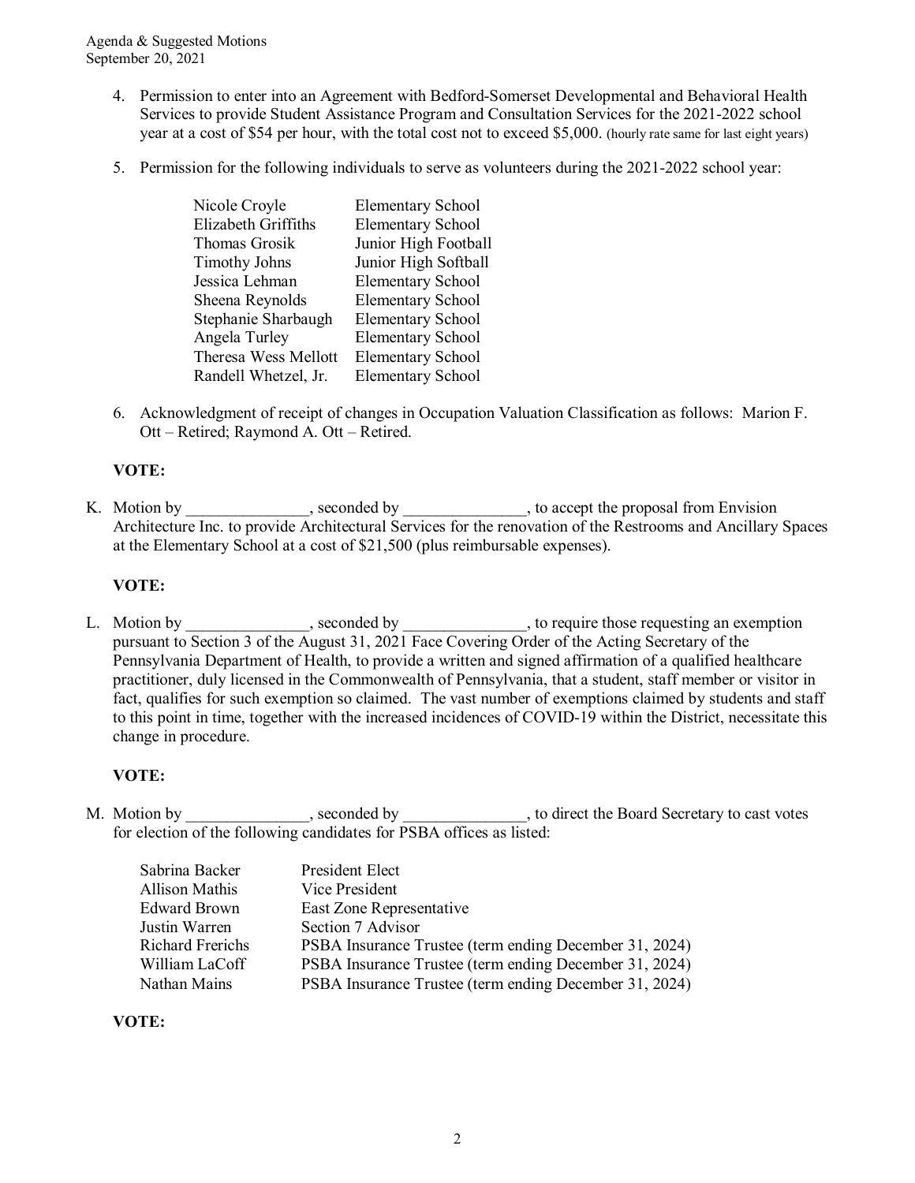4. Permission to enter into an Agreement with Bedford-Somerset Developmental and Behavioral Health Services to provide Student Assistance Program and Consultation Services for the 2021-2022 school year at a cost of $54 per hour, with the total cost not to exceed $5,000. (hourly rate same for last eight years)

5. Permission for the following individuals to serve as volunteers during the 2021-2022 school year:

| | |
|---|---|
| Nicole Croyle | Elementary School |
| Elizabeth Griffiths | Elementary School |
| Thomas Grosik | Junior High Football |
| Timothy Johns | Junior High Softball |
| Jessica Lehman | Elementary School |
| Sheena Reynolds | Elementary School |
| Stephanie Sharbaugh | Elementary School |
| Angela Turley | Elementary School |
| Theresa Wess Mellott | Elementary School |
| Randell Whetzel, Jr. | Elementary School |

6. Acknowledgment of receipt of changes in Occupation Valuation Classification as follows: Marion F. Ott – Retired; Raymond A. Ott – Retired.

**VOTE:**

K. Motion by _______________, seconded by _______________, to accept the proposal from Envision Architecture Inc. to provide Architectural Services for the renovation of the Restrooms and Ancillary Spaces at the Elementary School at a cost of $21,500 (plus reimbursable expenses).

**VOTE:**

L. Motion by _______________, seconded by _______________, to require those requesting an exemption pursuant to Section 3 of the August 31, 2021 Face Covering Order of the Acting Secretary of the Pennsylvania Department of Health, to provide a written and signed affirmation of a qualified healthcare practitioner, duly licensed in the Commonwealth of Pennsylvania, that a student, staff member or visitor in fact, qualifies for such exemption so claimed. The vast number of exemptions claimed by students and staff to this point in time, together with the increased incidences of COVID-19 within the District, necessitate this change in procedure.

**VOTE:**

M. Motion by _______________, seconded by _______________, to direct the Board Secretary to cast votes for election of the following candidates for PSBA offices as listed:

| | |
|---|---|
| Sabrina Backer | President Elect |
| Allison Mathis | Vice President |
| Edward Brown | East Zone Representative |
| Justin Warren | Section 7 Advisor |
| Richard Frerichs | PSBA Insurance Trustee (term ending December 31, 2024) |
| William LaCoff | PSBA Insurance Trustee (term ending December 31, 2024) |
| Nathan Mains | PSBA Insurance Trustee (term ending December 31, 2024) |

**VOTE:**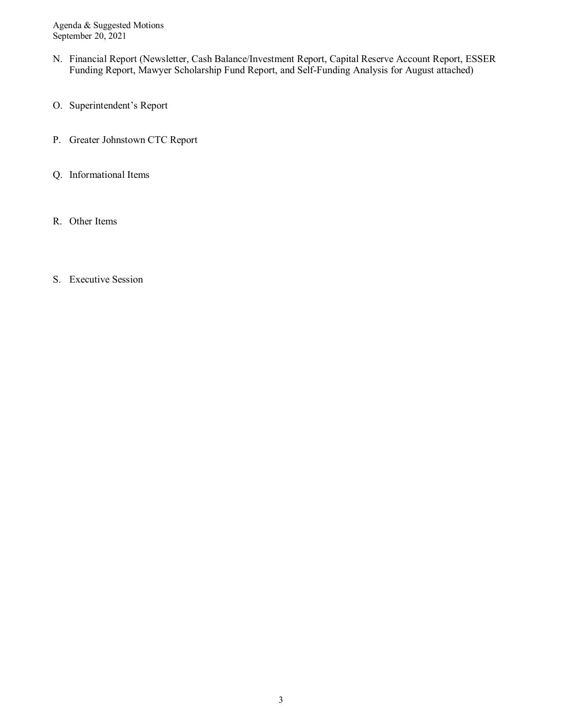N. Financial Report (Newsletter, Cash Balance/Investment Report, Capital Reserve Account Report, ESSER Funding Report, Mawyer Scholarship Fund Report, and Self-Funding Analysis for August attached)

O. Superintendent's Report

P. Greater Johnstown CTC Report

Q. Informational Items

R. Other Items

S. Executive Session